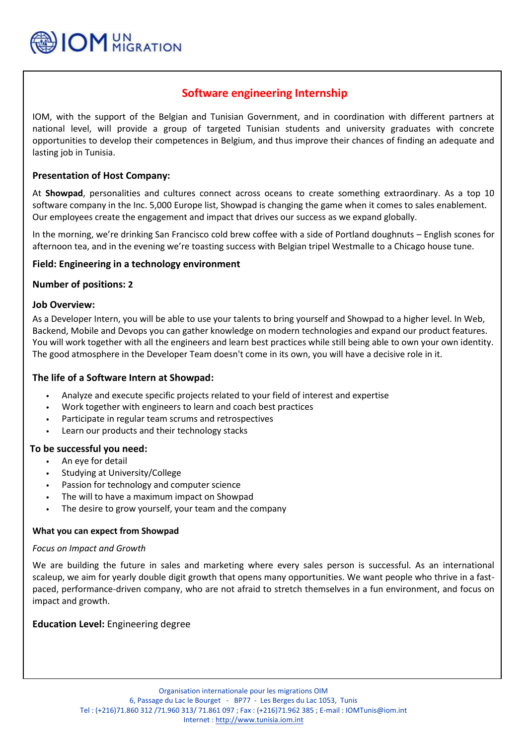# Software engineering Internship

IOM, with the support of the Belgian and Tunisian Government, and in coordination with different partners at national level, will provide a group of targeted Tunisian students and university graduates with concrete opportunities to develop their competences in Belgium, and thus improve their chances of finding an adequate and lasting job in Tunisia.

### Presentation of Host Company:

At **Showpad**, personalities and cultures connect across oceans to create something extraordinary. As a top 10 software company in the Inc. 5,000 Europe list, Showpad is changing the game when it comes to sales enablement. Our employees create the engagement and impact that drives our success as we expand globally.

In the morning, we're drinking San Francisco cold brew coffee with a side of Portland doughnuts – English scones for afternoon tea, and in the evening we're toasting success with Belgian tripel Westmalle to a Chicago house tune.

### Field: Engineering in a technology environment

### Number of positions: 2

### Job Overview:

As a Developer Intern, you will be able to use your talents to bring yourself and Showpad to a higher level. In Web, Backend, Mobile and Devops you can gather knowledge on modern technologies and expand our product features. You will work together with all the engineers and learn best practices while still being able to own your own identity. The good atmosphere in the Developer Team doesn't come in its own, you will have a decisive role in it.

### The life of a Software Intern at Showpad:

- Analyze and execute specific projects related to your field of interest and expertise
- Work together with engineers to learn and coach best practices
- Participate in regular team scrums and retrospectives
- Learn our products and their technology stacks

### To be successful you need:

- An eye for detail
- Studying at University/College
- Passion for technology and computer science
- The will to have a maximum impact on Showpad
- The desire to grow yourself, your team and the company

#### What you can expect from Showpad

*Focus on Impact and Growth*

We are building the future in sales and marketing where every sales person is successful. As an international scaleup, we aim for yearly double digit growth that opens many opportunities. We want people who thrive in a fast-paced, performance-driven company, who are not afraid to stretch themselves in a fun environment, and focus on impact and growth.

**Education Level:** Engineering degree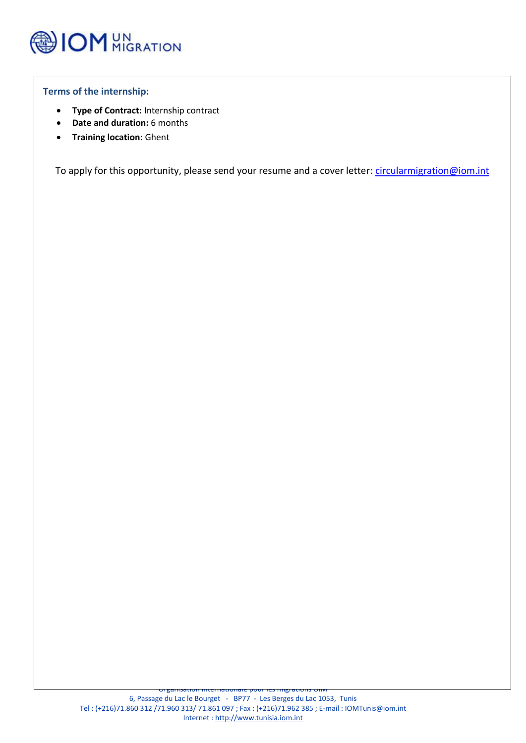### Terms of the internship:

- **Type of Contract:** Internship contract
- **Date and duration:** 6 months
- **Training location:** Ghent

To apply for this opportunity, please send your resume and a cover letter: circularmigration@iom.int